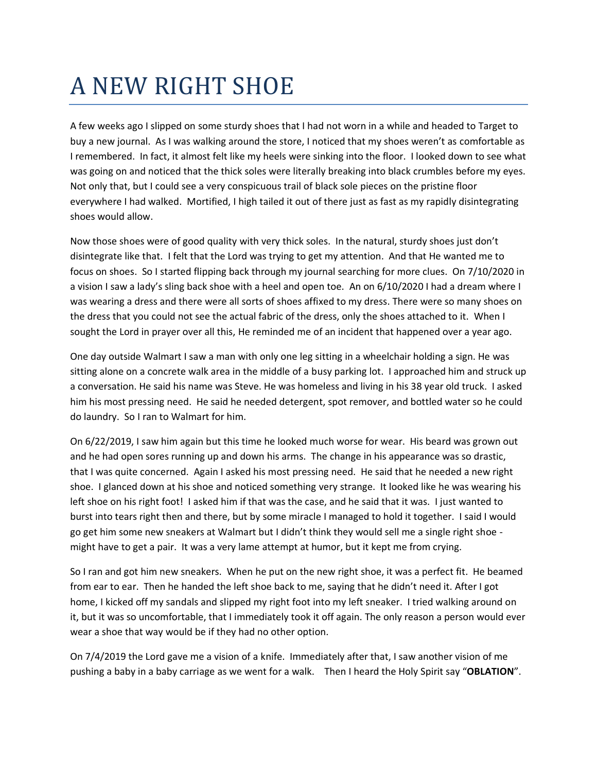# A NEW RIGHT SHOE

A few weeks ago I slipped on some sturdy shoes that I had not worn in a while and headed to Target to buy a new journal. As I was walking around the store, I noticed that my shoes weren't as comfortable as I remembered. In fact, it almost felt like my heels were sinking into the floor. I looked down to see what was going on and noticed that the thick soles were literally breaking into black crumbles before my eyes. Not only that, but I could see a very conspicuous trail of black sole pieces on the pristine floor everywhere I had walked. Mortified, I high tailed it out of there just as fast as my rapidly disintegrating shoes would allow.

Now those shoes were of good quality with very thick soles. In the natural, sturdy shoes just don't disintegrate like that. I felt that the Lord was trying to get my attention. And that He wanted me to focus on shoes. So I started flipping back through my journal searching for more clues. On 7/10/2020 in a vision I saw a lady's sling back shoe with a heel and open toe. An on 6/10/2020 I had a dream where I was wearing a dress and there were all sorts of shoes affixed to my dress. There were so many shoes on the dress that you could not see the actual fabric of the dress, only the shoes attached to it. When I sought the Lord in prayer over all this, He reminded me of an incident that happened over a year ago.

One day outside Walmart I saw a man with only one leg sitting in a wheelchair holding a sign. He was sitting alone on a concrete walk area in the middle of a busy parking lot. I approached him and struck up a conversation. He said his name was Steve. He was homeless and living in his 38 year old truck. I asked him his most pressing need. He said he needed detergent, spot remover, and bottled water so he could do laundry. So I ran to Walmart for him.

On 6/22/2019, I saw him again but this time he looked much worse for wear. His beard was grown out and he had open sores running up and down his arms. The change in his appearance was so drastic, that I was quite concerned. Again I asked his most pressing need. He said that he needed a new right shoe. I glanced down at his shoe and noticed something very strange. It looked like he was wearing his left shoe on his right foot! I asked him if that was the case, and he said that it was. I just wanted to burst into tears right then and there, but by some miracle I managed to hold it together. I said I would go get him some new sneakers at Walmart but I didn't think they would sell me a single right shoe - might have to get a pair. It was a very lame attempt at humor, but it kept me from crying.

So I ran and got him new sneakers. When he put on the new right shoe, it was a perfect fit. He beamed from ear to ear. Then he handed the left shoe back to me, saying that he didn't need it. After I got home, I kicked off my sandals and slipped my right foot into my left sneaker. I tried walking around on it, but it was so uncomfortable, that I immediately took it off again. The only reason a person would ever wear a shoe that way would be if they had no other option.

On 7/4/2019 the Lord gave me a vision of a knife. Immediately after that, I saw another vision of me pushing a baby in a baby carriage as we went for a walk. Then I heard the Holy Spirit say "**OBLATION**".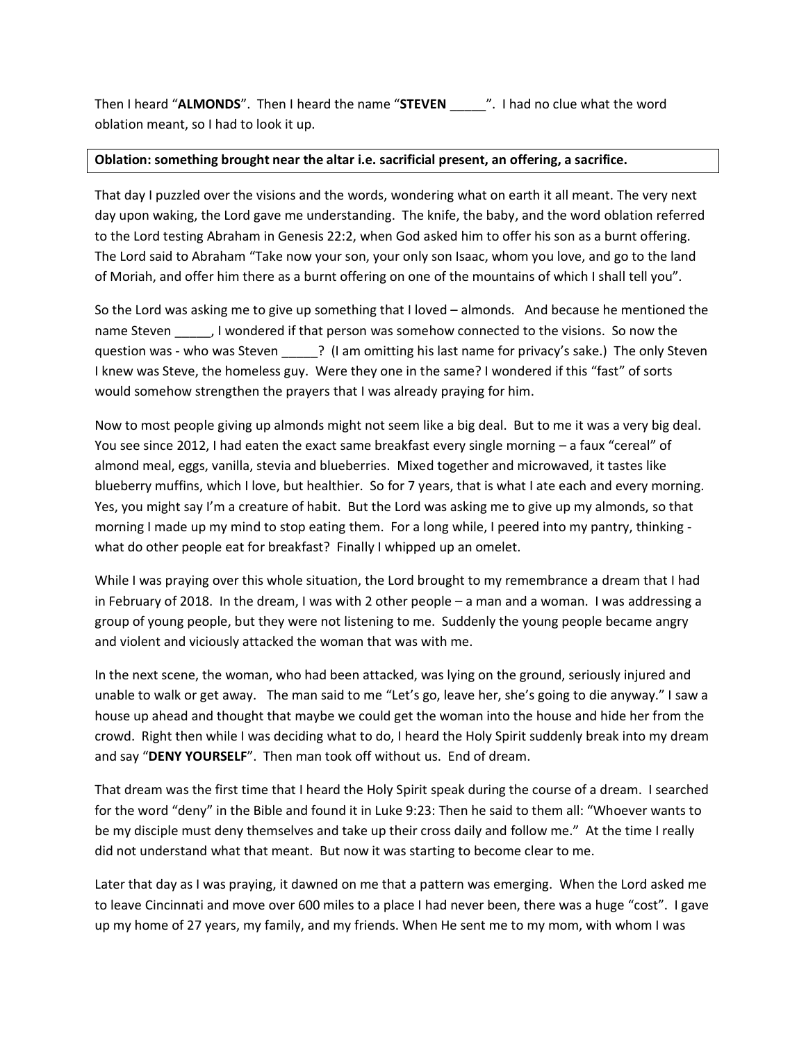Then I heard "**ALMONDS**". Then I heard the name "**STEVEN** _____". I had no clue what the word oblation meant, so I had to look it up.

| **Oblation: something brought near the altar i.e. sacrificial present, an offering, a sacrifice.** |
|---|

That day I puzzled over the visions and the words, wondering what on earth it all meant. The very next day upon waking, the Lord gave me understanding. The knife, the baby, and the word oblation referred to the Lord testing Abraham in Genesis 22:2, when God asked him to offer his son as a burnt offering. The Lord said to Abraham "Take now your son, your only son Isaac, whom you love, and go to the land of Moriah, and offer him there as a burnt offering on one of the mountains of which I shall tell you".

So the Lord was asking me to give up something that I loved – almonds. And because he mentioned the name Steven _____, I wondered if that person was somehow connected to the visions. So now the question was - who was Steven _____? (I am omitting his last name for privacy's sake.) The only Steven I knew was Steve, the homeless guy. Were they one in the same? I wondered if this "fast" of sorts would somehow strengthen the prayers that I was already praying for him.

Now to most people giving up almonds might not seem like a big deal. But to me it was a very big deal. You see since 2012, I had eaten the exact same breakfast every single morning – a faux "cereal" of almond meal, eggs, vanilla, stevia and blueberries. Mixed together and microwaved, it tastes like blueberry muffins, which I love, but healthier. So for 7 years, that is what I ate each and every morning. Yes, you might say I'm a creature of habit. But the Lord was asking me to give up my almonds, so that morning I made up my mind to stop eating them. For a long while, I peered into my pantry, thinking - what do other people eat for breakfast? Finally I whipped up an omelet.

While I was praying over this whole situation, the Lord brought to my remembrance a dream that I had in February of 2018. In the dream, I was with 2 other people – a man and a woman. I was addressing a group of young people, but they were not listening to me. Suddenly the young people became angry and violent and viciously attacked the woman that was with me.

In the next scene, the woman, who had been attacked, was lying on the ground, seriously injured and unable to walk or get away. The man said to me "Let's go, leave her, she's going to die anyway." I saw a house up ahead and thought that maybe we could get the woman into the house and hide her from the crowd. Right then while I was deciding what to do, I heard the Holy Spirit suddenly break into my dream and say "**DENY YOURSELF**". Then man took off without us. End of dream.

That dream was the first time that I heard the Holy Spirit speak during the course of a dream. I searched for the word "deny" in the Bible and found it in Luke 9:23: Then he said to them all: "Whoever wants to be my disciple must deny themselves and take up their cross daily and follow me." At the time I really did not understand what that meant. But now it was starting to become clear to me.

Later that day as I was praying, it dawned on me that a pattern was emerging. When the Lord asked me to leave Cincinnati and move over 600 miles to a place I had never been, there was a huge "cost". I gave up my home of 27 years, my family, and my friends. When He sent me to my mom, with whom I was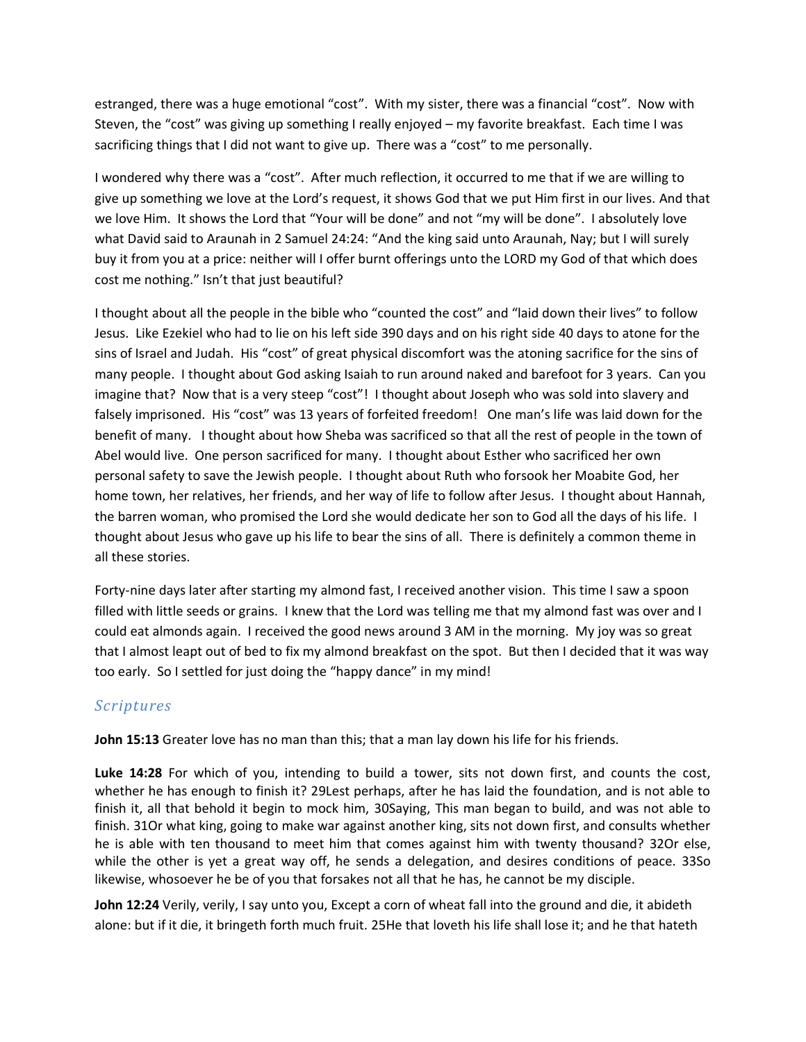estranged, there was a huge emotional "cost". With my sister, there was a financial "cost". Now with Steven, the "cost" was giving up something I really enjoyed – my favorite breakfast. Each time I was sacrificing things that I did not want to give up. There was a "cost" to me personally.

I wondered why there was a "cost". After much reflection, it occurred to me that if we are willing to give up something we love at the Lord's request, it shows God that we put Him first in our lives. And that we love Him. It shows the Lord that "Your will be done" and not "my will be done". I absolutely love what David said to Araunah in 2 Samuel 24:24: "And the king said unto Araunah, Nay; but I will surely buy it from you at a price: neither will I offer burnt offerings unto the LORD my God of that which does cost me nothing." Isn't that just beautiful?

I thought about all the people in the bible who "counted the cost" and "laid down their lives" to follow Jesus. Like Ezekiel who had to lie on his left side 390 days and on his right side 40 days to atone for the sins of Israel and Judah. His "cost" of great physical discomfort was the atoning sacrifice for the sins of many people. I thought about God asking Isaiah to run around naked and barefoot for 3 years. Can you imagine that? Now that is a very steep "cost"! I thought about Joseph who was sold into slavery and falsely imprisoned. His "cost" was 13 years of forfeited freedom! One man's life was laid down for the benefit of many. I thought about how Sheba was sacrificed so that all the rest of people in the town of Abel would live. One person sacrificed for many. I thought about Esther who sacrificed her own personal safety to save the Jewish people. I thought about Ruth who forsook her Moabite God, her home town, her relatives, her friends, and her way of life to follow after Jesus. I thought about Hannah, the barren woman, who promised the Lord she would dedicate her son to God all the days of his life. I thought about Jesus who gave up his life to bear the sins of all. There is definitely a common theme in all these stories.

Forty-nine days later after starting my almond fast, I received another vision. This time I saw a spoon filled with little seeds or grains. I knew that the Lord was telling me that my almond fast was over and I could eat almonds again. I received the good news around 3 AM in the morning. My joy was so great that I almost leapt out of bed to fix my almond breakfast on the spot. But then I decided that it was way too early. So I settled for just doing the "happy dance" in my mind!

## *Scriptures*

**John 15:13** Greater love has no man than this; that a man lay down his life for his friends.

**Luke 14:28** For which of you, intending to build a tower, sits not down first, and counts the cost, whether he has enough to finish it? 29Lest perhaps, after he has laid the foundation, and is not able to finish it, all that behold it begin to mock him, 30Saying, This man began to build, and was not able to finish. 31Or what king, going to make war against another king, sits not down first, and consults whether he is able with ten thousand to meet him that comes against him with twenty thousand? 32Or else, while the other is yet a great way off, he sends a delegation, and desires conditions of peace. 33So likewise, whosoever he be of you that forsakes not all that he has, he cannot be my disciple.

**John 12:24** Verily, verily, I say unto you, Except a corn of wheat fall into the ground and die, it abideth alone: but if it die, it bringeth forth much fruit. 25He that loveth his life shall lose it; and he that hateth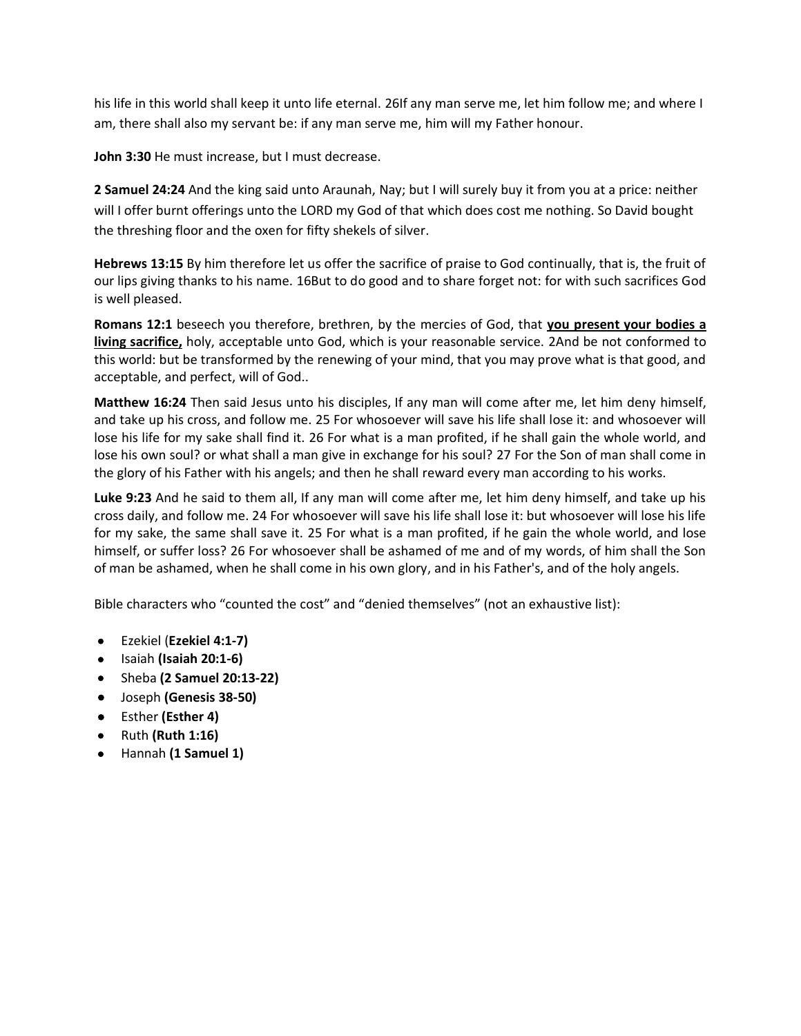his life in this world shall keep it unto life eternal. 26If any man serve me, let him follow me; and where I am, there shall also my servant be: if any man serve me, him will my Father honour.

**John 3:30** He must increase, but I must decrease.

**2 Samuel 24:24** And the king said unto Araunah, Nay; but I will surely buy it from you at a price: neither will I offer burnt offerings unto the LORD my God of that which does cost me nothing. So David bought the threshing floor and the oxen for fifty shekels of silver.

**Hebrews 13:15** By him therefore let us offer the sacrifice of praise to God continually, that is, the fruit of our lips giving thanks to his name. 16But to do good and to share forget not: for with such sacrifices God is well pleased.

**Romans 12:1** beseech you therefore, brethren, by the mercies of God, that **<u>you present your bodies a living sacrifice,</u>** holy, acceptable unto God, which is your reasonable service. 2And be not conformed to this world: but be transformed by the renewing of your mind, that you may prove what is that good, and acceptable, and perfect, will of God..

**Matthew 16:24** Then said Jesus unto his disciples, If any man will come after me, let him deny himself, and take up his cross, and follow me. 25 For whosoever will save his life shall lose it: and whosoever will lose his life for my sake shall find it. 26 For what is a man profited, if he shall gain the whole world, and lose his own soul? or what shall a man give in exchange for his soul? 27 For the Son of man shall come in the glory of his Father with his angels; and then he shall reward every man according to his works.

**Luke 9:23** And he said to them all, If any man will come after me, let him deny himself, and take up his cross daily, and follow me. 24 For whosoever will save his life shall lose it: but whosoever will lose his life for my sake, the same shall save it. 25 For what is a man profited, if he gain the whole world, and lose himself, or suffer loss? 26 For whosoever shall be ashamed of me and of my words, of him shall the Son of man be ashamed, when he shall come in his own glory, and in his Father's, and of the holy angels.

Bible characters who "counted the cost" and "denied themselves" (not an exhaustive list):

- Ezekiel (**Ezekiel 4:1-7)**
- Isaiah **(Isaiah 20:1-6)**
- Sheba **(2 Samuel 20:13-22)**
- Joseph **(Genesis 38-50)**
- Esther **(Esther 4)**
- Ruth **(Ruth 1:16)**
- Hannah **(1 Samuel 1)**